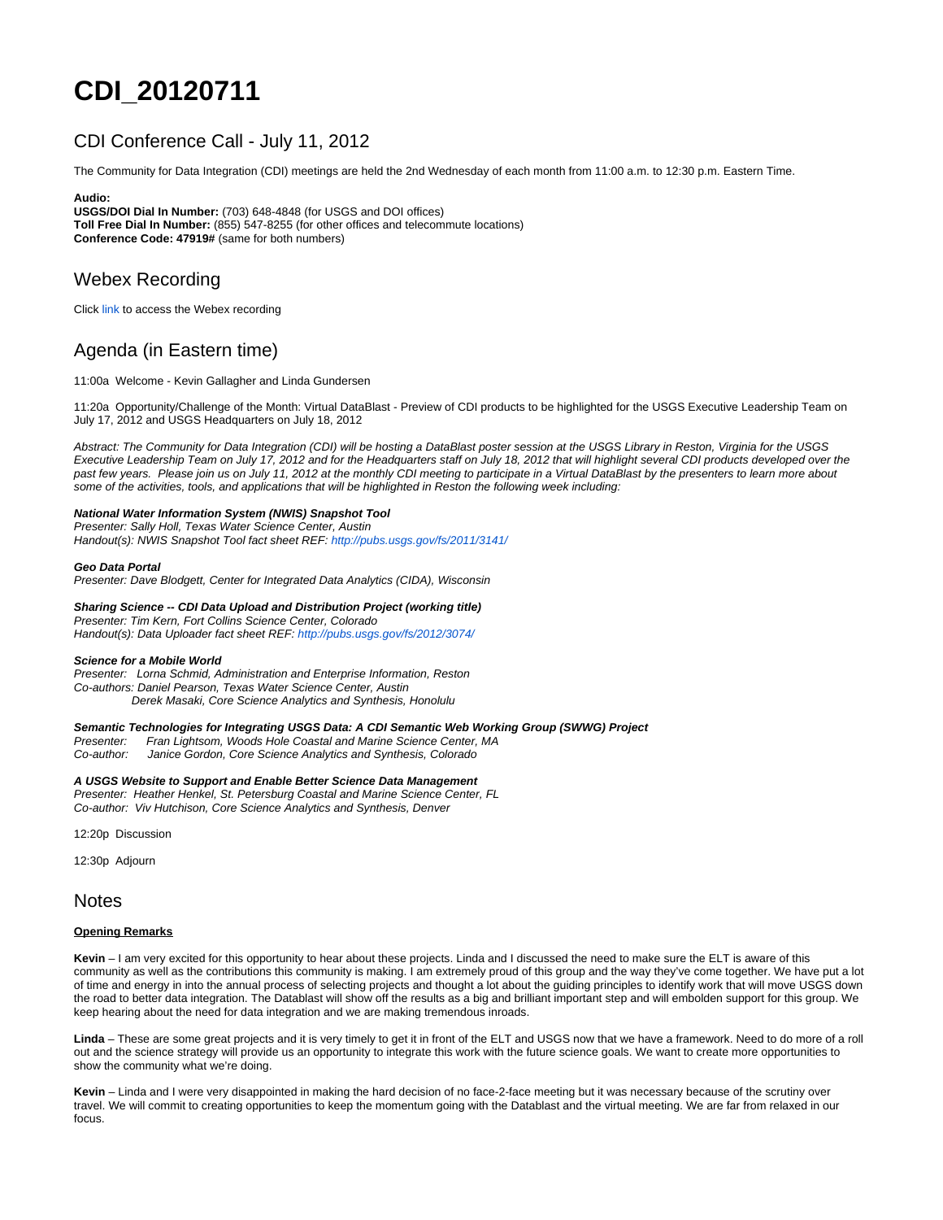# CDI_20120711

## CDI Conference Call - July 11, 2012

The Community for Data Integration (CDI) meetings are held the 2nd Wednesday of each month from 11:00 a.m. to 12:30 p.m. Eastern Time.

**Audio:**
**USGS/DOI Dial In Number:** (703) 648-4848 (for USGS and DOI offices)
**Toll Free Dial In Number:** (855) 547-8255 (for other offices and telecommute locations)
**Conference Code: 47919#** (same for both numbers)

## Webex Recording

Click link to access the Webex recording

## Agenda (in Eastern time)

11:00a Welcome - Kevin Gallagher and Linda Gundersen

11:20a Opportunity/Challenge of the Month: Virtual DataBlast - Preview of CDI products to be highlighted for the USGS Executive Leadership Team on July 17, 2012 and USGS Headquarters on July 18, 2012

*Abstract: The Community for Data Integration (CDI) will be hosting a DataBlast poster session at the USGS Library in Reston, Virginia for the USGS Executive Leadership Team on July 17, 2012 and for the Headquarters staff on July 18, 2012 that will highlight several CDI products developed over the past few years. Please join us on July 11, 2012 at the monthly CDI meeting to participate in a Virtual DataBlast by the presenters to learn more about some of the activities, tools, and applications that will be highlighted in Reston the following week including:*

***National Water Information System (NWIS) Snapshot Tool***
*Presenter: Sally Holl, Texas Water Science Center, Austin*
*Handout(s): NWIS Snapshot Tool fact sheet REF: http://pubs.usgs.gov/fs/2011/3141/*

***Geo Data Portal***
*Presenter: Dave Blodgett, Center for Integrated Data Analytics (CIDA), Wisconsin*

***Sharing Science -- CDI Data Upload and Distribution Project (working title)***
*Presenter: Tim Kern, Fort Collins Science Center, Colorado*
*Handout(s): Data Uploader fact sheet REF: http://pubs.usgs.gov/fs/2012/3074/*

***Science for a Mobile World***
*Presenter: Lorna Schmid, Administration and Enterprise Information, Reston*
*Co-authors: Daniel Pearson, Texas Water Science Center, Austin*
*Derek Masaki, Core Science Analytics and Synthesis, Honolulu*

***Semantic Technologies for Integrating USGS Data: A CDI Semantic Web Working Group (SWWG) Project***
*Presenter: Fran Lightsom, Woods Hole Coastal and Marine Science Center, MA*
*Co-author: Janice Gordon, Core Science Analytics and Synthesis, Colorado*

***A USGS Website to Support and Enable Better Science Data Management***
*Presenter: Heather Henkel, St. Petersburg Coastal and Marine Science Center, FL*
*Co-author: Viv Hutchison, Core Science Analytics and Synthesis, Denver*

12:20p Discussion

12:30p Adjourn

## Notes

**Opening Remarks**

**Kevin** – I am very excited for this opportunity to hear about these projects. Linda and I discussed the need to make sure the ELT is aware of this community as well as the contributions this community is making. I am extremely proud of this group and the way they've come together. We have put a lot of time and energy in into the annual process of selecting projects and thought a lot about the guiding principles to identify work that will move USGS down the road to better data integration. The Datablast will show off the results as a big and brilliant important step and will embolden support for this group. We keep hearing about the need for data integration and we are making tremendous inroads.

**Linda** – These are some great projects and it is very timely to get it in front of the ELT and USGS now that we have a framework. Need to do more of a roll out and the science strategy will provide us an opportunity to integrate this work with the future science goals. We want to create more opportunities to show the community what we're doing.

**Kevin** – Linda and I were very disappointed in making the hard decision of no face-2-face meeting but it was necessary because of the scrutiny over travel. We will commit to creating opportunities to keep the momentum going with the Datablast and the virtual meeting. We are far from relaxed in our focus.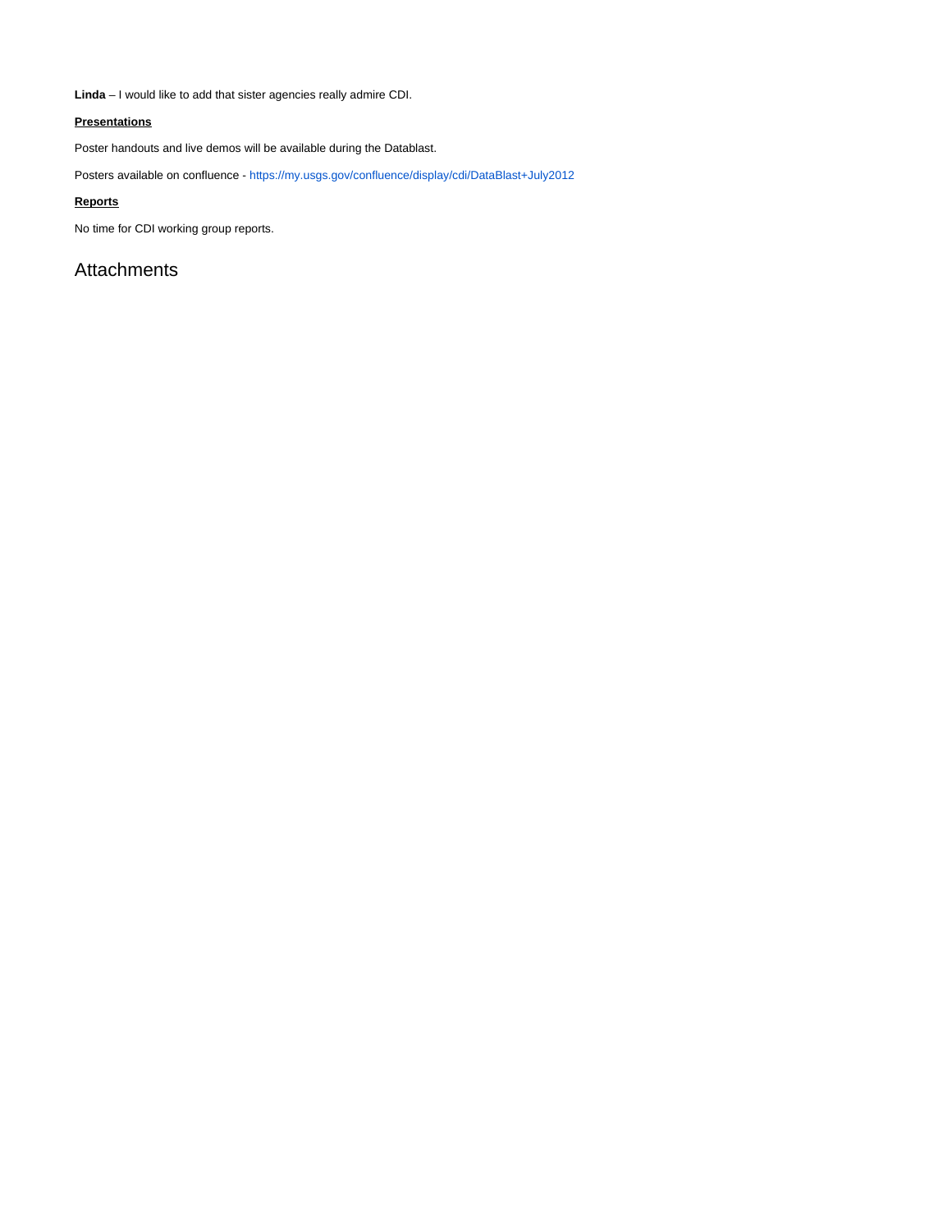**Linda** – I would like to add that sister agencies really admire CDI.

**Presentations**

Poster handouts and live demos will be available during the Datablast.

Posters available on confluence - https://my.usgs.gov/confluence/display/cdi/DataBlast+July2012

**Reports**

No time for CDI working group reports.

## Attachments